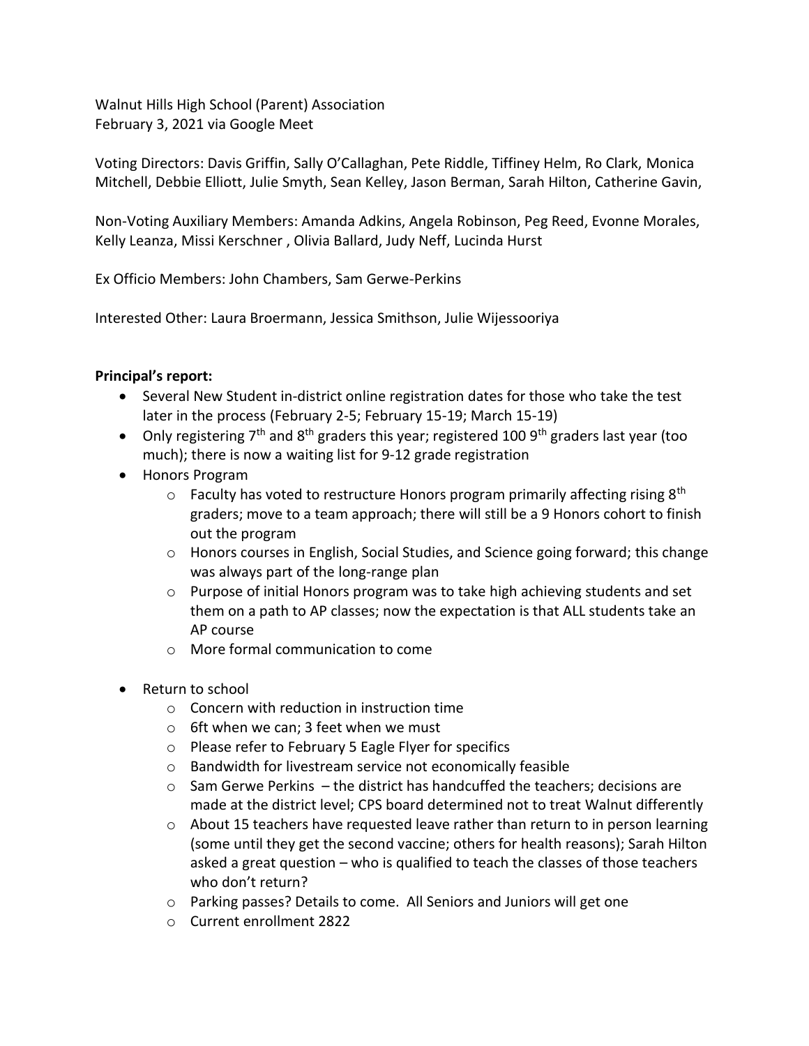Walnut Hills High School (Parent) Association
February 3, 2021 via Google Meet

Voting Directors: Davis Griffin, Sally O'Callaghan, Pete Riddle, Tiffiney Helm, Ro Clark, Monica Mitchell, Debbie Elliott, Julie Smyth, Sean Kelley, Jason Berman, Sarah Hilton, Catherine Gavin,

Non-Voting Auxiliary Members: Amanda Adkins, Angela Robinson, Peg Reed, Evonne Morales, Kelly Leanza, Missi Kerschner , Olivia Ballard, Judy Neff, Lucinda Hurst

Ex Officio Members: John Chambers, Sam Gerwe-Perkins

Interested Other: Laura Broermann, Jessica Smithson, Julie Wijessooriya

**Principal's report:**

- Several New Student in-district online registration dates for those who take the test later in the process (February 2-5; February 15-19; March 15-19)
- Only registering 7th and 8th graders this year; registered 100 9th graders last year (too much); there is now a waiting list for 9-12 grade registration
- Honors Program
    - Faculty has voted to restructure Honors program primarily affecting rising 8th graders; move to a team approach; there will still be a 9 Honors cohort to finish out the program
    - Honors courses in English, Social Studies, and Science going forward; this change was always part of the long-range plan
    - Purpose of initial Honors program was to take high achieving students and set them on a path to AP classes; now the expectation is that ALL students take an AP course
    - More formal communication to come
- Return to school
    - Concern with reduction in instruction time
    - 6ft when we can; 3 feet when we must
    - Please refer to February 5 Eagle Flyer for specifics
    - Bandwidth for livestream service not economically feasible
    - Sam Gerwe Perkins – the district has handcuffed the teachers; decisions are made at the district level; CPS board determined not to treat Walnut differently
    - About 15 teachers have requested leave rather than return to in person learning (some until they get the second vaccine; others for health reasons); Sarah Hilton asked a great question – who is qualified to teach the classes of those teachers who don't return?
    - Parking passes? Details to come. All Seniors and Juniors will get one
    - Current enrollment 2822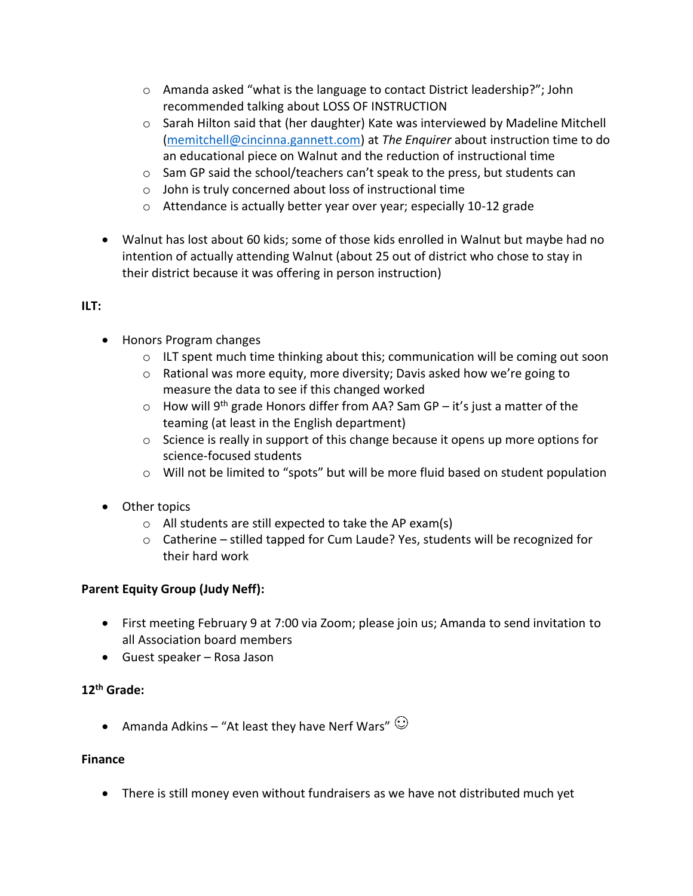- Amanda asked "what is the language to contact District leadership?"; John recommended talking about LOSS OF INSTRUCTION
  - Sarah Hilton said that (her daughter) Kate was interviewed by Madeline Mitchell (memitchell@cincinna.gannett.com) at *The Enquirer* about instruction time to do an educational piece on Walnut and the reduction of instructional time
  - Sam GP said the school/teachers can't speak to the press, but students can
  - John is truly concerned about loss of instructional time
  - Attendance is actually better year over year; especially 10-12 grade

- Walnut has lost about 60 kids; some of those kids enrolled in Walnut but maybe had no intention of actually attending Walnut (about 25 out of district who chose to stay in their district because it was offering in person instruction)

**ILT:**

- Honors Program changes
  - ILT spent much time thinking about this; communication will be coming out soon
  - Rational was more equity, more diversity; Davis asked how we're going to measure the data to see if this changed worked
  - How will 9th grade Honors differ from AA? Sam GP – it's just a matter of the teaming (at least in the English department)
  - Science is really in support of this change because it opens up more options for science-focused students
  - Will not be limited to "spots" but will be more fluid based on student population

- Other topics
  - All students are still expected to take the AP exam(s)
  - Catherine – stilled tapped for Cum Laude? Yes, students will be recognized for their hard work

**Parent Equity Group (Judy Neff):**

- First meeting February 9 at 7:00 via Zoom; please join us; Amanda to send invitation to all Association board members
- Guest speaker – Rosa Jason

**12th Grade:**

- Amanda Adkins – "At least they have Nerf Wars" ☺

**Finance**

- There is still money even without fundraisers as we have not distributed much yet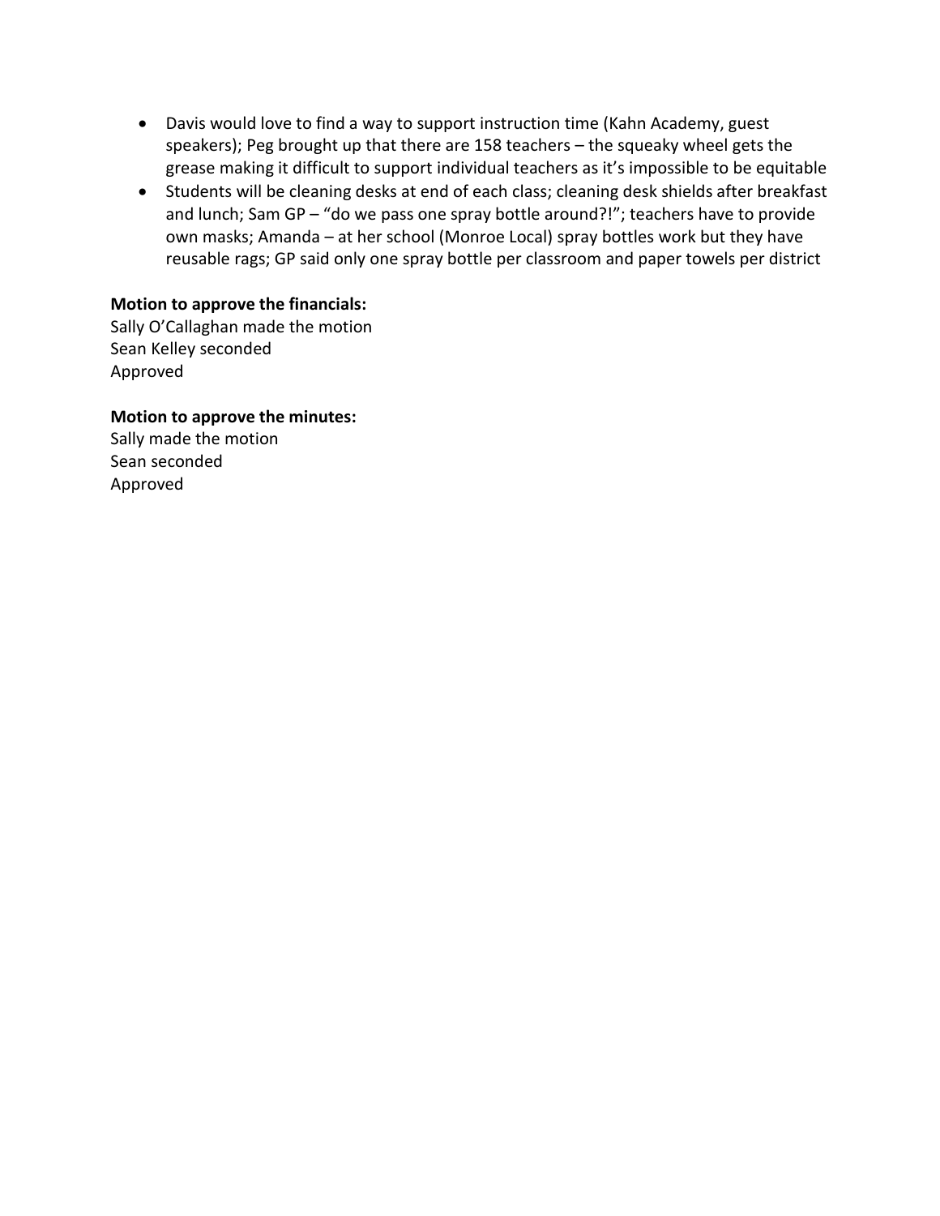- Davis would love to find a way to support instruction time (Kahn Academy, guest speakers); Peg brought up that there are 158 teachers – the squeaky wheel gets the grease making it difficult to support individual teachers as it's impossible to be equitable
- Students will be cleaning desks at end of each class; cleaning desk shields after breakfast and lunch; Sam GP – "do we pass one spray bottle around?!"; teachers have to provide own masks; Amanda – at her school (Monroe Local) spray bottles work but they have reusable rags; GP said only one spray bottle per classroom and paper towels per district

**Motion to approve the financials:**
Sally O'Callaghan made the motion
Sean Kelley seconded
Approved

**Motion to approve the minutes:**
Sally made the motion
Sean seconded
Approved